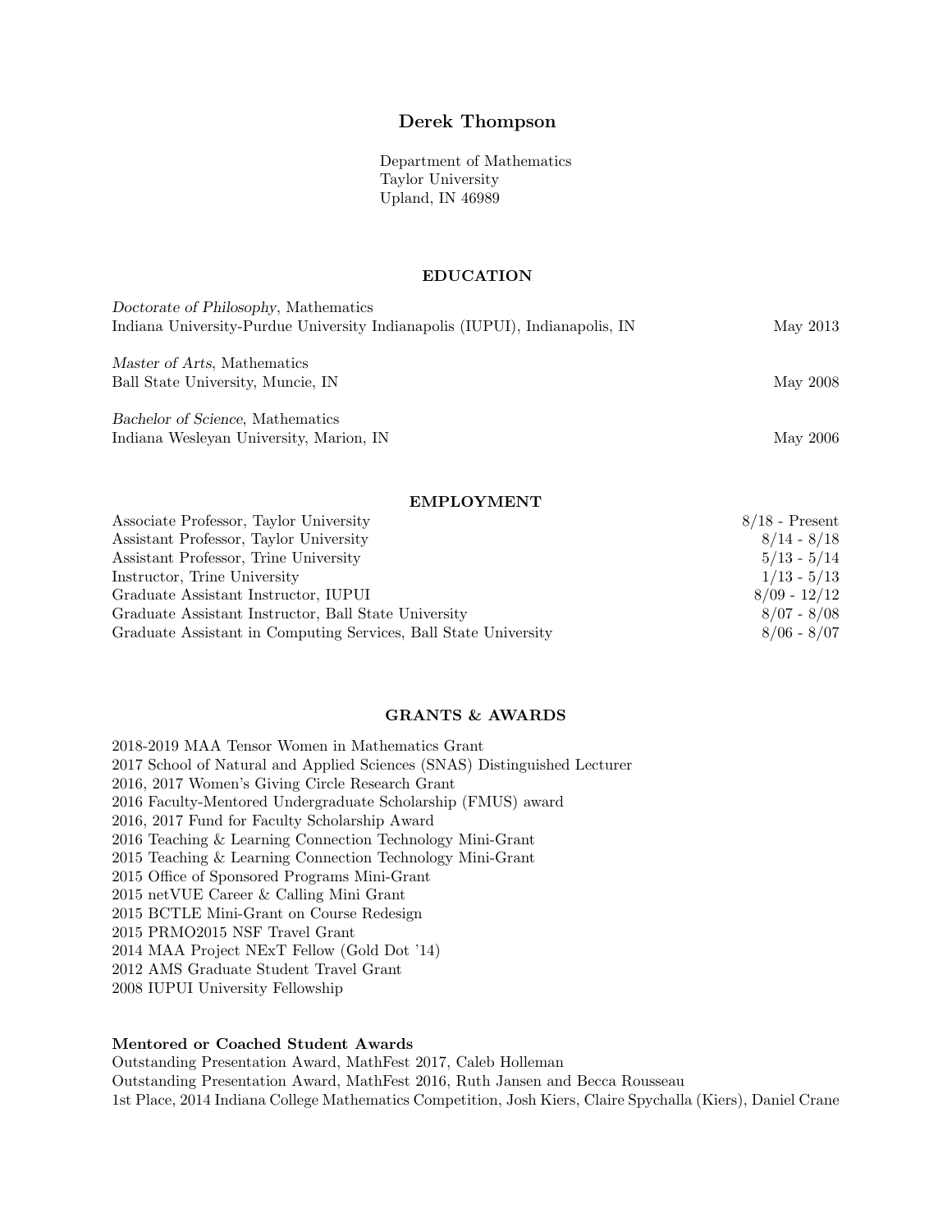# Derek Thompson

Department of Mathematics
Taylor University
Upland, IN 46989

## EDUCATION

*Doctorate of Philosophy*, Mathematics
Indiana University-Purdue University Indianapolis (IUPUI), Indianapolis, IN — May 2013

*Master of Arts*, Mathematics
Ball State University, Muncie, IN — May 2008

*Bachelor of Science*, Mathematics
Indiana Wesleyan University, Marion, IN — May 2006

## EMPLOYMENT

| | |
|---|---|
| Associate Professor, Taylor University | 8/18 - Present |
| Assistant Professor, Taylor University | 8/14 - 8/18 |
| Assistant Professor, Trine University | 5/13 - 5/14 |
| Instructor, Trine University | 1/13 - 5/13 |
| Graduate Assistant Instructor, IUPUI | 8/09 - 12/12 |
| Graduate Assistant Instructor, Ball State University | 8/07 - 8/08 |
| Graduate Assistant in Computing Services, Ball State University | 8/06 - 8/07 |

## GRANTS & AWARDS

2018-2019 MAA Tensor Women in Mathematics Grant
2017 School of Natural and Applied Sciences (SNAS) Distinguished Lecturer
2016, 2017 Women's Giving Circle Research Grant
2016 Faculty-Mentored Undergraduate Scholarship (FMUS) award
2016, 2017 Fund for Faculty Scholarship Award
2016 Teaching & Learning Connection Technology Mini-Grant
2015 Teaching & Learning Connection Technology Mini-Grant
2015 Office of Sponsored Programs Mini-Grant
2015 netVUE Career & Calling Mini Grant
2015 BCTLE Mini-Grant on Course Redesign
2015 PRMO2015 NSF Travel Grant
2014 MAA Project NExT Fellow (Gold Dot '14)
2012 AMS Graduate Student Travel Grant
2008 IUPUI University Fellowship

**Mentored or Coached Student Awards**
Outstanding Presentation Award, MathFest 2017, Caleb Holleman
Outstanding Presentation Award, MathFest 2016, Ruth Jansen and Becca Rousseau
1st Place, 2014 Indiana College Mathematics Competition, Josh Kiers, Claire Spychalla (Kiers), Daniel Crane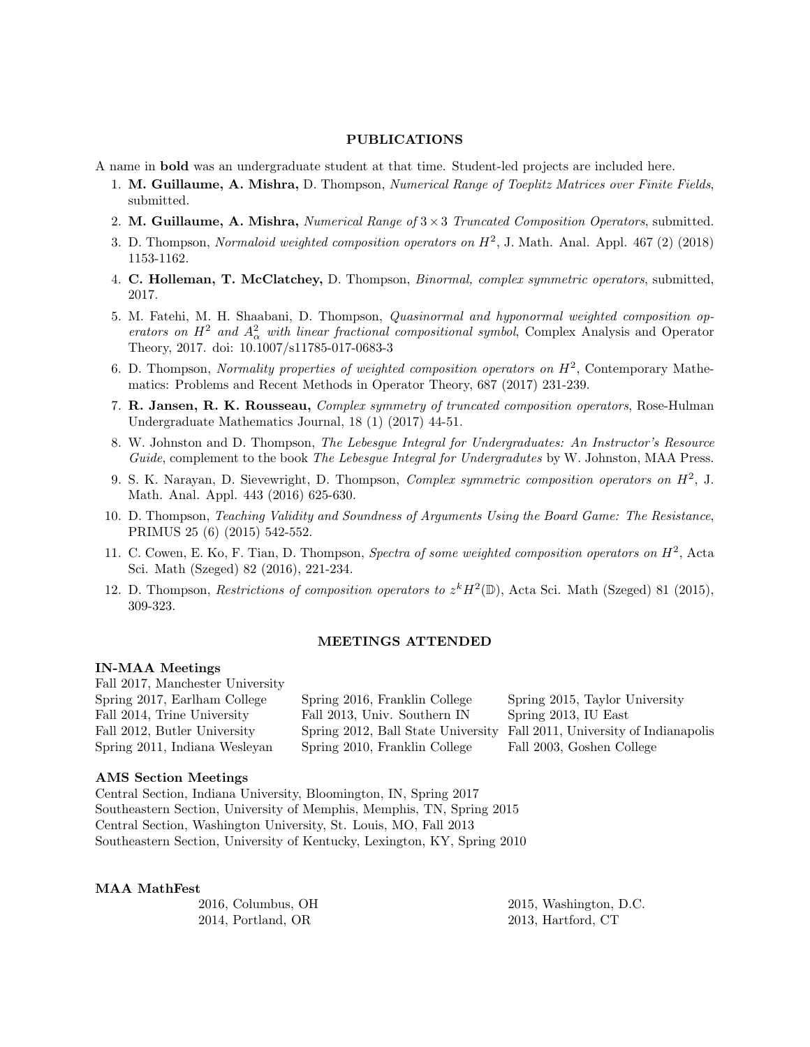## PUBLICATIONS

A name in **bold** was an undergraduate student at that time. Student-led projects are included here.

1. **M. Guillaume, A. Mishra,** D. Thompson, *Numerical Range of Toeplitz Matrices over Finite Fields*, submitted.
2. **M. Guillaume, A. Mishra,** *Numerical Range of* $3 \times 3$ *Truncated Composition Operators*, submitted.
3. D. Thompson, *Normaloid weighted composition operators on* $H^2$, J. Math. Anal. Appl. 467 (2) (2018) 1153-1162.
4. **C. Holleman, T. McClatchey,** D. Thompson, *Binormal, complex symmetric operators*, submitted, 2017.
5. M. Fatehi, M. H. Shaabani, D. Thompson, *Quasinormal and hyponormal weighted composition operators on* $H^2$ *and* $A^2_\alpha$ *with linear fractional compositional symbol*, Complex Analysis and Operator Theory, 2017. doi: 10.1007/s11785-017-0683-3
6. D. Thompson, *Normality properties of weighted composition operators on* $H^2$, Contemporary Mathematics: Problems and Recent Methods in Operator Theory, 687 (2017) 231-239.
7. **R. Jansen, R. K. Rousseau,** *Complex symmetry of truncated composition operators*, Rose-Hulman Undergraduate Mathematics Journal, 18 (1) (2017) 44-51.
8. W. Johnston and D. Thompson, *The Lebesgue Integral for Undergraduates: An Instructor's Resource Guide*, complement to the book *The Lebesgue Integral for Undergradutes* by W. Johnston, MAA Press.
9. S. K. Narayan, D. Sievewright, D. Thompson, *Complex symmetric composition operators on* $H^2$, J. Math. Anal. Appl. 443 (2016) 625-630.
10. D. Thompson, *Teaching Validity and Soundness of Arguments Using the Board Game: The Resistance*, PRIMUS 25 (6) (2015) 542-552.
11. C. Cowen, E. Ko, F. Tian, D. Thompson, *Spectra of some weighted composition operators on* $H^2$, Acta Sci. Math (Szeged) 82 (2016), 221-234.
12. D. Thompson, *Restrictions of composition operators to* $z^k H^2(\mathbb{D})$, Acta Sci. Math (Szeged) 81 (2015), 309-323.

## MEETINGS ATTENDED

**IN-MAA Meetings**

Fall 2017, Manchester University
Spring 2017, Earlham College
Spring 2016, Franklin College
Spring 2015, Taylor University
Fall 2014, Trine University
Fall 2013, Univ. Southern IN
Spring 2013, IU East
Fall 2012, Butler University
Spring 2012, Ball State University
Fall 2011, University of Indianapolis
Spring 2011, Indiana Wesleyan
Spring 2010, Franklin College
Fall 2003, Goshen College

**AMS Section Meetings**

Central Section, Indiana University, Bloomington, IN, Spring 2017
Southeastern Section, University of Memphis, Memphis, TN, Spring 2015
Central Section, Washington University, St. Louis, MO, Fall 2013
Southeastern Section, University of Kentucky, Lexington, KY, Spring 2010

**MAA MathFest**

2016, Columbus, OH
2015, Washington, D.C.
2014, Portland, OR
2013, Hartford, CT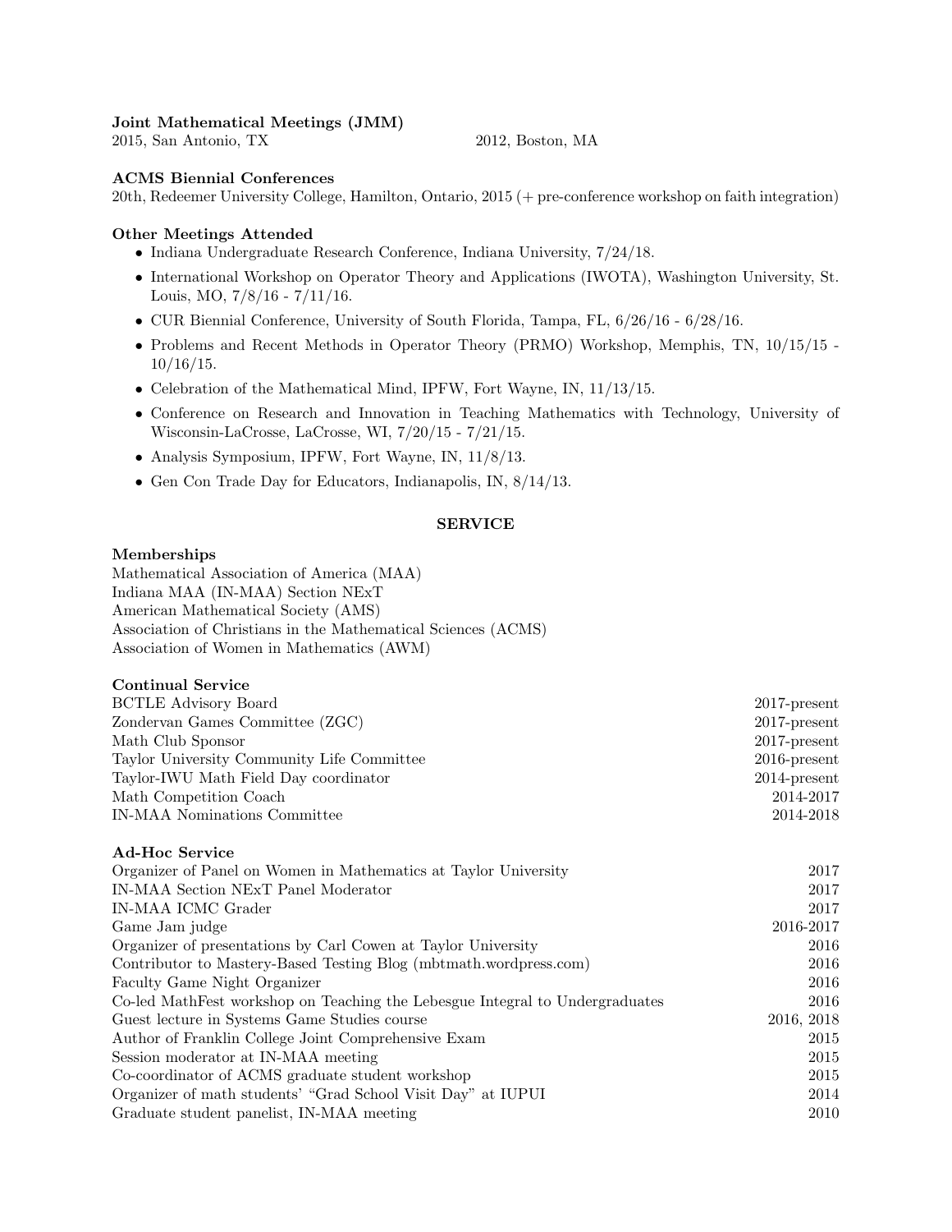**Joint Mathematical Meetings (JMM)**

2015, San Antonio, TX

2012, Boston, MA

**ACMS Biennial Conferences**

20th, Redeemer University College, Hamilton, Ontario, 2015 (+ pre-conference workshop on faith integration)

**Other Meetings Attended**

- Indiana Undergraduate Research Conference, Indiana University, 7/24/18.
- International Workshop on Operator Theory and Applications (IWOTA), Washington University, St. Louis, MO, 7/8/16 - 7/11/16.
- CUR Biennial Conference, University of South Florida, Tampa, FL, 6/26/16 - 6/28/16.
- Problems and Recent Methods in Operator Theory (PRMO) Workshop, Memphis, TN, 10/15/15 - 10/16/15.
- Celebration of the Mathematical Mind, IPFW, Fort Wayne, IN, 11/13/15.
- Conference on Research and Innovation in Teaching Mathematics with Technology, University of Wisconsin-LaCrosse, LaCrosse, WI, 7/20/15 - 7/21/15.
- Analysis Symposium, IPFW, Fort Wayne, IN, 11/8/13.
- Gen Con Trade Day for Educators, Indianapolis, IN, 8/14/13.

## SERVICE

**Memberships**

Mathematical Association of America (MAA)
Indiana MAA (IN-MAA) Section NExT
American Mathematical Society (AMS)
Association of Christians in the Mathematical Sciences (ACMS)
Association of Women in Mathematics (AWM)

**Continual Service**

| | |
|---|---|
| BCTLE Advisory Board | 2017-present |
| Zondervan Games Committee (ZGC) | 2017-present |
| Math Club Sponsor | 2017-present |
| Taylor University Community Life Committee | 2016-present |
| Taylor-IWU Math Field Day coordinator | 2014-present |
| Math Competition Coach | 2014-2017 |
| IN-MAA Nominations Committee | 2014-2018 |

**Ad-Hoc Service**

| | |
|---|---|
| Organizer of Panel on Women in Mathematics at Taylor University | 2017 |
| IN-MAA Section NExT Panel Moderator | 2017 |
| IN-MAA ICMC Grader | 2017 |
| Game Jam judge | 2016-2017 |
| Organizer of presentations by Carl Cowen at Taylor University | 2016 |
| Contributor to Mastery-Based Testing Blog (mbtmath.wordpress.com) | 2016 |
| Faculty Game Night Organizer | 2016 |
| Co-led MathFest workshop on Teaching the Lebesgue Integral to Undergraduates | 2016 |
| Guest lecture in Systems Game Studies course | 2016, 2018 |
| Author of Franklin College Joint Comprehensive Exam | 2015 |
| Session moderator at IN-MAA meeting | 2015 |
| Co-coordinator of ACMS graduate student workshop | 2015 |
| Organizer of math students' "Grad School Visit Day" at IUPUI | 2014 |
| Graduate student panelist, IN-MAA meeting | 2010 |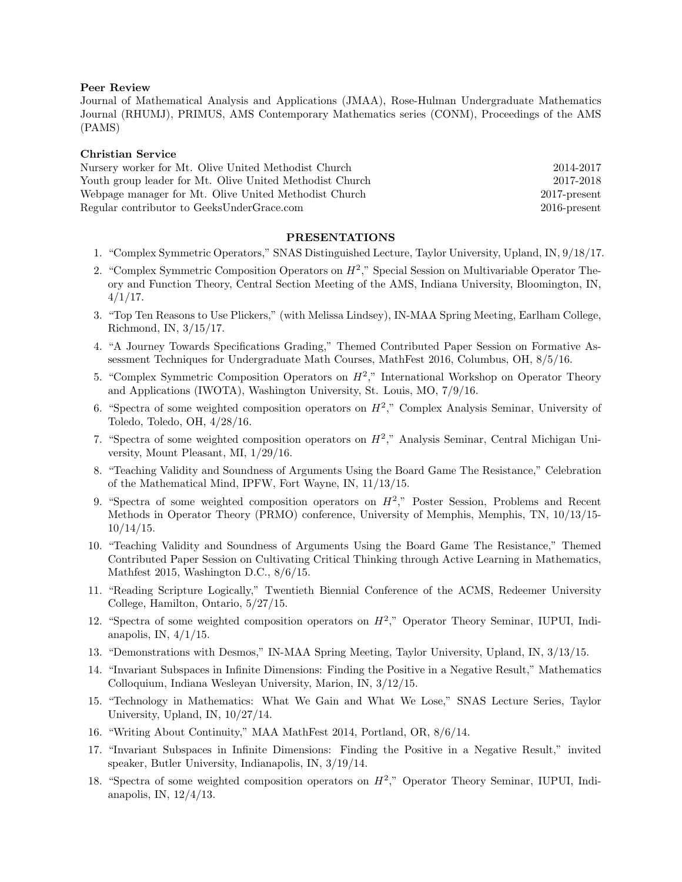**Peer Review**

Journal of Mathematical Analysis and Applications (JMAA), Rose-Hulman Undergraduate Mathematics Journal (RHUMJ), PRIMUS, AMS Contemporary Mathematics series (CONM), Proceedings of the AMS (PAMS)

**Christian Service**

| | |
|---|---|
| Nursery worker for Mt. Olive United Methodist Church | 2014-2017 |
| Youth group leader for Mt. Olive United Methodist Church | 2017-2018 |
| Webpage manager for Mt. Olive United Methodist Church | 2017-present |
| Regular contributor to GeeksUnderGrace.com | 2016-present |

## PRESENTATIONS

1. "Complex Symmetric Operators," SNAS Distinguished Lecture, Taylor University, Upland, IN, 9/18/17.
2. "Complex Symmetric Composition Operators on $H^2$," Special Session on Multivariable Operator Theory and Function Theory, Central Section Meeting of the AMS, Indiana University, Bloomington, IN, 4/1/17.
3. "Top Ten Reasons to Use Plickers," (with Melissa Lindsey), IN-MAA Spring Meeting, Earlham College, Richmond, IN, 3/15/17.
4. "A Journey Towards Specifications Grading," Themed Contributed Paper Session on Formative Assessment Techniques for Undergraduate Math Courses, MathFest 2016, Columbus, OH, 8/5/16.
5. "Complex Symmetric Composition Operators on $H^2$," International Workshop on Operator Theory and Applications (IWOTA), Washington University, St. Louis, MO, 7/9/16.
6. "Spectra of some weighted composition operators on $H^2$," Complex Analysis Seminar, University of Toledo, Toledo, OH, 4/28/16.
7. "Spectra of some weighted composition operators on $H^2$," Analysis Seminar, Central Michigan University, Mount Pleasant, MI, 1/29/16.
8. "Teaching Validity and Soundness of Arguments Using the Board Game The Resistance," Celebration of the Mathematical Mind, IPFW, Fort Wayne, IN, 11/13/15.
9. "Spectra of some weighted composition operators on $H^2$," Poster Session, Problems and Recent Methods in Operator Theory (PRMO) conference, University of Memphis, Memphis, TN, 10/13/15-10/14/15.
10. "Teaching Validity and Soundness of Arguments Using the Board Game The Resistance," Themed Contributed Paper Session on Cultivating Critical Thinking through Active Learning in Mathematics, Mathfest 2015, Washington D.C., 8/6/15.
11. "Reading Scripture Logically," Twentieth Biennial Conference of the ACMS, Redeemer University College, Hamilton, Ontario, 5/27/15.
12. "Spectra of some weighted composition operators on $H^2$," Operator Theory Seminar, IUPUI, Indianapolis, IN, 4/1/15.
13. "Demonstrations with Desmos," IN-MAA Spring Meeting, Taylor University, Upland, IN, 3/13/15.
14. "Invariant Subspaces in Infinite Dimensions: Finding the Positive in a Negative Result," Mathematics Colloquium, Indiana Wesleyan University, Marion, IN, 3/12/15.
15. "Technology in Mathematics: What We Gain and What We Lose," SNAS Lecture Series, Taylor University, Upland, IN, 10/27/14.
16. "Writing About Continuity," MAA MathFest 2014, Portland, OR, 8/6/14.
17. "Invariant Subspaces in Infinite Dimensions: Finding the Positive in a Negative Result," invited speaker, Butler University, Indianapolis, IN, 3/19/14.
18. "Spectra of some weighted composition operators on $H^2$," Operator Theory Seminar, IUPUI, Indianapolis, IN, 12/4/13.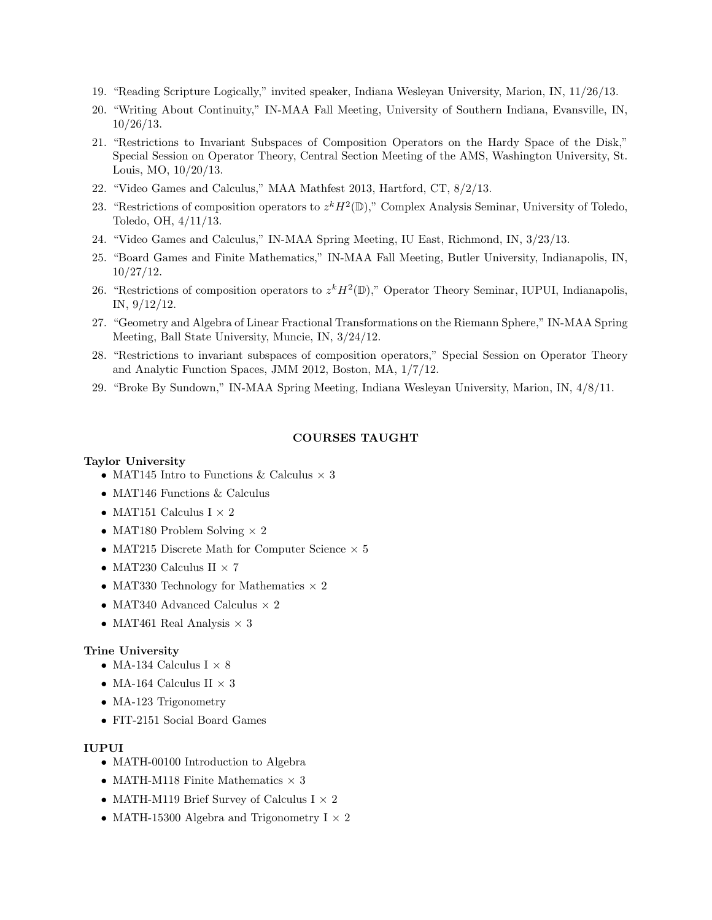19. “Reading Scripture Logically,” invited speaker, Indiana Wesleyan University, Marion, IN, 11/26/13.
20. “Writing About Continuity,” IN-MAA Fall Meeting, University of Southern Indiana, Evansville, IN, 10/26/13.
21. “Restrictions to Invariant Subspaces of Composition Operators on the Hardy Space of the Disk,” Special Session on Operator Theory, Central Section Meeting of the AMS, Washington University, St. Louis, MO, 10/20/13.
22. “Video Games and Calculus,” MAA Mathfest 2013, Hartford, CT, 8/2/13.
23. “Restrictions of composition operators to $z^k H^2(\mathbb{D})$,” Complex Analysis Seminar, University of Toledo, Toledo, OH, 4/11/13.
24. “Video Games and Calculus,” IN-MAA Spring Meeting, IU East, Richmond, IN, 3/23/13.
25. “Board Games and Finite Mathematics,” IN-MAA Fall Meeting, Butler University, Indianapolis, IN, 10/27/12.
26. “Restrictions of composition operators to $z^k H^2(\mathbb{D})$,” Operator Theory Seminar, IUPUI, Indianapolis, IN, 9/12/12.
27. “Geometry and Algebra of Linear Fractional Transformations on the Riemann Sphere,” IN-MAA Spring Meeting, Ball State University, Muncie, IN, 3/24/12.
28. “Restrictions to invariant subspaces of composition operators,” Special Session on Operator Theory and Analytic Function Spaces, JMM 2012, Boston, MA, 1/7/12.
29. “Broke By Sundown,” IN-MAA Spring Meeting, Indiana Wesleyan University, Marion, IN, 4/8/11.

## COURSES TAUGHT

**Taylor University**

- MAT145 Intro to Functions & Calculus $\times$ 3
- MAT146 Functions & Calculus
- MAT151 Calculus I $\times$ 2
- MAT180 Problem Solving $\times$ 2
- MAT215 Discrete Math for Computer Science $\times$ 5
- MAT230 Calculus II $\times$ 7
- MAT330 Technology for Mathematics $\times$ 2
- MAT340 Advanced Calculus $\times$ 2
- MAT461 Real Analysis $\times$ 3

**Trine University**

- MA-134 Calculus I $\times$ 8
- MA-164 Calculus II $\times$ 3
- MA-123 Trigonometry
- FIT-2151 Social Board Games

**IUPUI**

- MATH-00100 Introduction to Algebra
- MATH-M118 Finite Mathematics $\times$ 3
- MATH-M119 Brief Survey of Calculus I $\times$ 2
- MATH-15300 Algebra and Trigonometry I $\times$ 2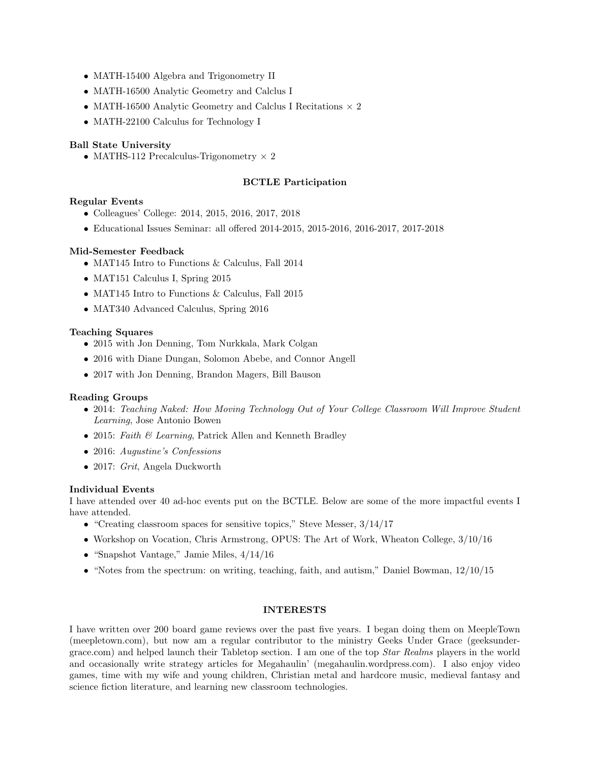- MATH-15400 Algebra and Trigonometry II
- MATH-16500 Analytic Geometry and Calclus I
- MATH-16500 Analytic Geometry and Calclus I Recitations × 2
- MATH-22100 Calculus for Technology I

**Ball State University**

- MATHS-112 Precalculus-Trigonometry × 2

### BCTLE Participation

**Regular Events**

- Colleagues' College: 2014, 2015, 2016, 2017, 2018
- Educational Issues Seminar: all offered 2014-2015, 2015-2016, 2016-2017, 2017-2018

**Mid-Semester Feedback**

- MAT145 Intro to Functions & Calculus, Fall 2014
- MAT151 Calculus I, Spring 2015
- MAT145 Intro to Functions & Calculus, Fall 2015
- MAT340 Advanced Calculus, Spring 2016

**Teaching Squares**

- 2015 with Jon Denning, Tom Nurkkala, Mark Colgan
- 2016 with Diane Dungan, Solomon Abebe, and Connor Angell
- 2017 with Jon Denning, Brandon Magers, Bill Bauson

**Reading Groups**

- 2014: *Teaching Naked: How Moving Technology Out of Your College Classroom Will Improve Student Learning*, Jose Antonio Bowen
- 2015: *Faith & Learning*, Patrick Allen and Kenneth Bradley
- 2016: *Augustine's Confessions*
- 2017: *Grit*, Angela Duckworth

**Individual Events**

I have attended over 40 ad-hoc events put on the BCTLE. Below are some of the more impactful events I have attended.

- "Creating classroom spaces for sensitive topics," Steve Messer, 3/14/17
- Workshop on Vocation, Chris Armstrong, OPUS: The Art of Work, Wheaton College, 3/10/16
- "Snapshot Vantage," Jamie Miles, 4/14/16
- "Notes from the spectrum: on writing, teaching, faith, and autism," Daniel Bowman, 12/10/15

## INTERESTS

I have written over 200 board game reviews over the past five years. I began doing them on MeepleTown (meepletown.com), but now am a regular contributor to the ministry Geeks Under Grace (geeksundergrace.com) and helped launch their Tabletop section. I am one of the top *Star Realms* players in the world and occasionally write strategy articles for Megahaulin' (megahaulin.wordpress.com). I also enjoy video games, time with my wife and young children, Christian metal and hardcore music, medieval fantasy and science fiction literature, and learning new classroom technologies.